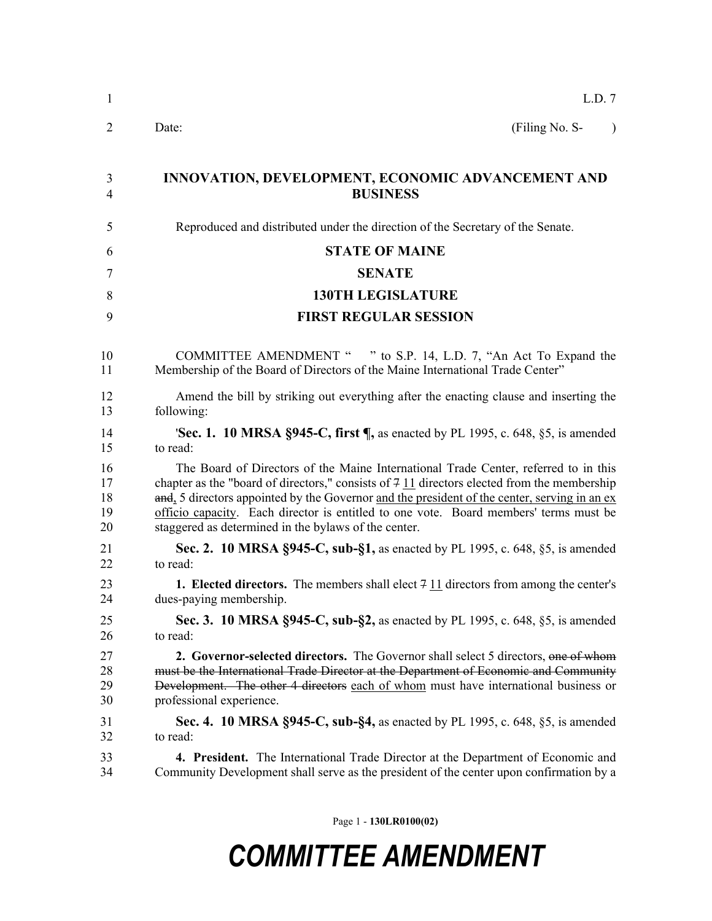L.D. 7

Date: (Filing No. S- )

# INNOVATION, DEVELOPMENT, ECONOMIC ADVANCEMENT AND BUSINESS

Reproduced and distributed under the direction of the Secretary of the Senate.

## STATE OF MAINE

## SENATE

## 130TH LEGISLATURE

## FIRST REGULAR SESSION

COMMITTEE AMENDMENT " " to S.P. 14, L.D. 7, "An Act To Expand the Membership of the Board of Directors of the Maine International Trade Center"

Amend the bill by striking out everything after the enacting clause and inserting the following:

'**Sec. 1. 10 MRSA §945-C, first ¶,** as enacted by PL 1995, c. 648, §5, is amended to read:

The Board of Directors of the Maine International Trade Center, referred to in this chapter as the "board of directors," consists of ~~7~~ 11 directors elected from the membership ~~and~~, 5 directors appointed by the Governor and the president of the center, serving in an ex officio capacity. Each director is entitled to one vote. Board members' terms must be staggered as determined in the bylaws of the center.

**Sec. 2. 10 MRSA §945-C, sub-§1,** as enacted by PL 1995, c. 648, §5, is amended to read:

**1. Elected directors.** The members shall elect ~~7~~ 11 directors from among the center's dues-paying membership.

**Sec. 3. 10 MRSA §945-C, sub-§2,** as enacted by PL 1995, c. 648, §5, is amended to read:

**2. Governor-selected directors.** The Governor shall select 5 directors, ~~one of whom must be the International Trade Director at the Department of Economic and Community Development. The other 4 directors~~ each of whom must have international business or professional experience.

**Sec. 4. 10 MRSA §945-C, sub-§4,** as enacted by PL 1995, c. 648, §5, is amended to read:

**4. President.** The International Trade Director at the Department of Economic and Community Development shall serve as the president of the center upon confirmation by a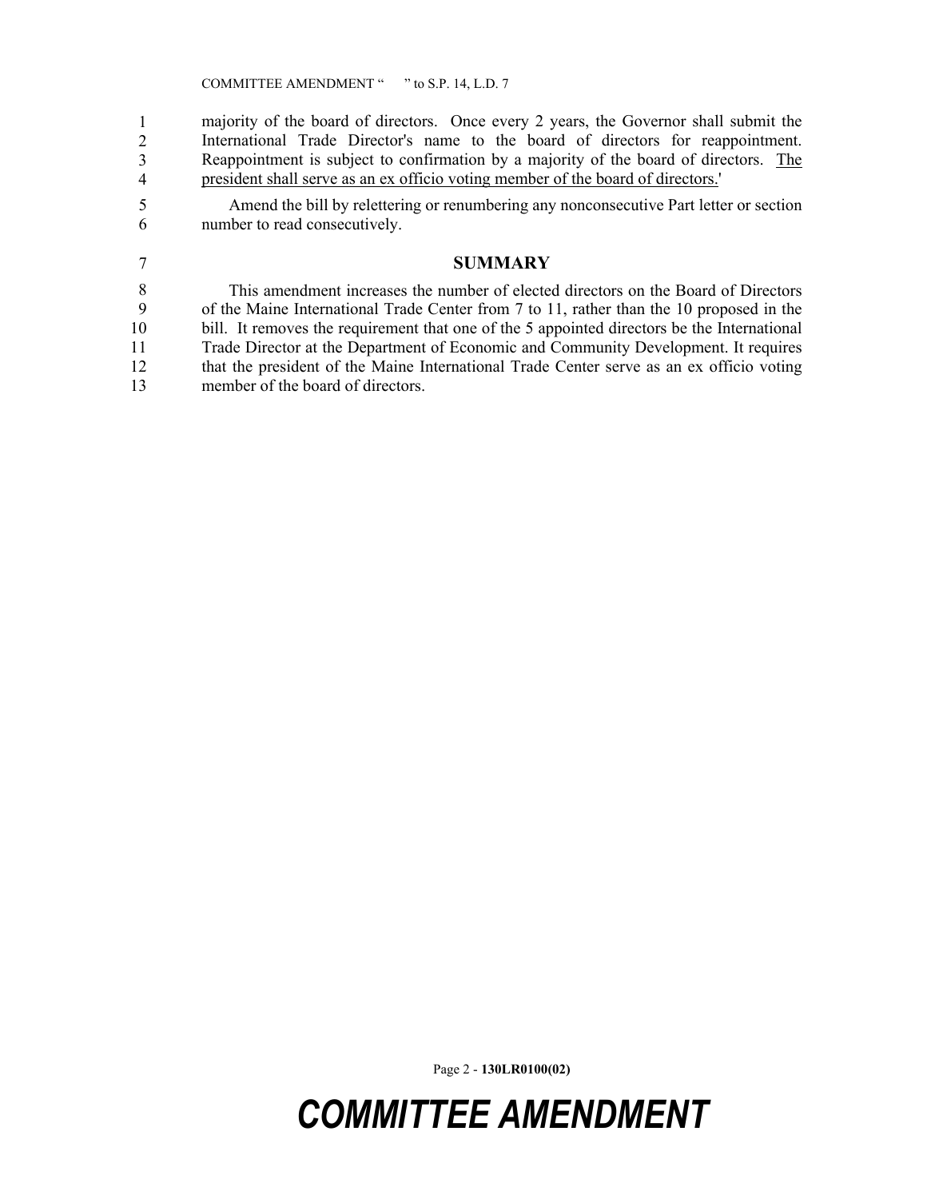majority of the board of directors. Once every 2 years, the Governor shall submit the International Trade Director's name to the board of directors for reappointment. Reappointment is subject to confirmation by a majority of the board of directors. <u>The president shall serve as an ex officio voting member of the board of directors.</u>'

Amend the bill by relettering or renumbering any nonconsecutive Part letter or section number to read consecutively.

## SUMMARY

This amendment increases the number of elected directors on the Board of Directors of the Maine International Trade Center from 7 to 11, rather than the 10 proposed in the bill. It removes the requirement that one of the 5 appointed directors be the International Trade Director at the Department of Economic and Community Development. It requires that the president of the Maine International Trade Center serve as an ex officio voting member of the board of directors.